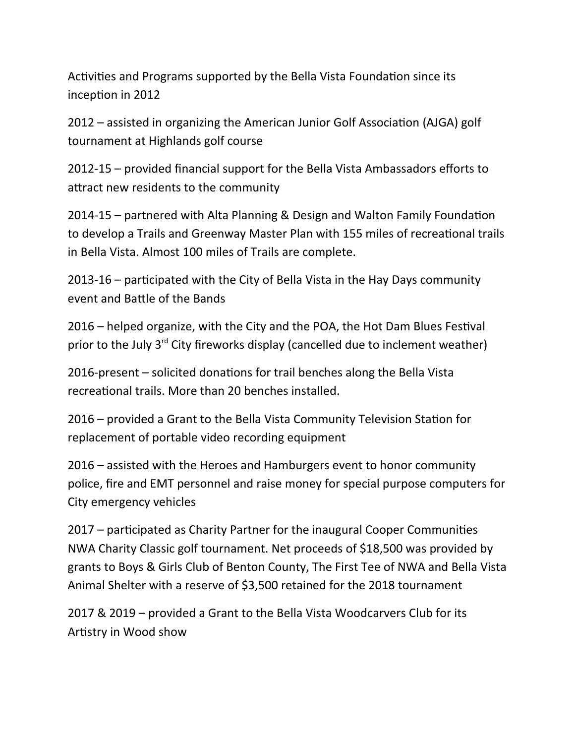Activities and Programs supported by the Bella Vista Foundation since its inception in 2012

2012 – assisted in organizing the American Junior Golf Association (AJGA) golf tournament at Highlands golf course

2012-15 – provided financial support for the Bella Vista Ambassadors efforts to attract new residents to the community

2014-15 – partnered with Alta Planning & Design and Walton Family Foundation to develop a Trails and Greenway Master Plan with 155 miles of recreational trails in Bella Vista. Almost 100 miles of Trails are complete.

2013-16 – participated with the City of Bella Vista in the Hay Days community event and Battle of the Bands

2016 – helped organize, with the City and the POA, the Hot Dam Blues Festival prior to the July 3rd City fireworks display (cancelled due to inclement weather)

2016-present – solicited donations for trail benches along the Bella Vista recreational trails. More than 20 benches installed.

2016 – provided a Grant to the Bella Vista Community Television Station for replacement of portable video recording equipment

2016 – assisted with the Heroes and Hamburgers event to honor community police, fire and EMT personnel and raise money for special purpose computers for City emergency vehicles

2017 – participated as Charity Partner for the inaugural Cooper Communities NWA Charity Classic golf tournament. Net proceeds of $18,500 was provided by grants to Boys & Girls Club of Benton County, The First Tee of NWA and Bella Vista Animal Shelter with a reserve of $3,500 retained for the 2018 tournament

2017 & 2019 – provided a Grant to the Bella Vista Woodcarvers Club for its Artistry in Wood show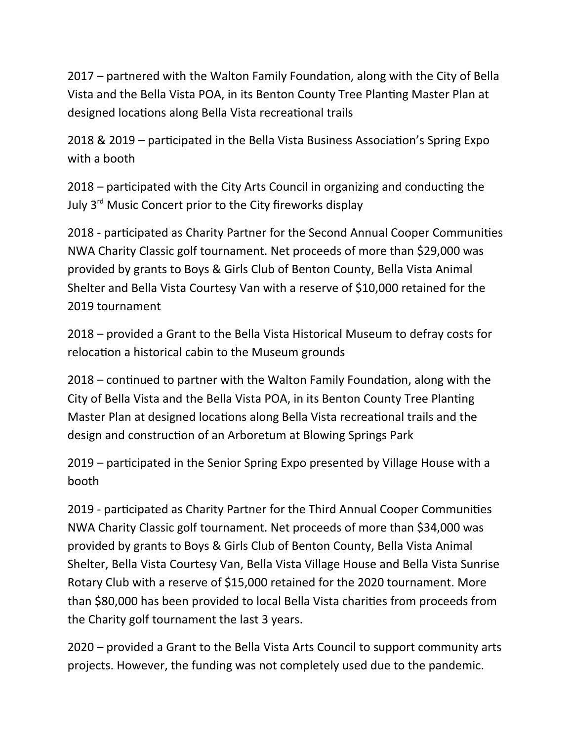2017 – partnered with the Walton Family Foundation, along with the City of Bella Vista and the Bella Vista POA, in its Benton County Tree Planting Master Plan at designed locations along Bella Vista recreational trails

2018 & 2019 – participated in the Bella Vista Business Association's Spring Expo with a booth

2018 – participated with the City Arts Council in organizing and conducting the July 3rd Music Concert prior to the City fireworks display

2018 - participated as Charity Partner for the Second Annual Cooper Communities NWA Charity Classic golf tournament. Net proceeds of more than $29,000 was provided by grants to Boys & Girls Club of Benton County, Bella Vista Animal Shelter and Bella Vista Courtesy Van with a reserve of $10,000 retained for the 2019 tournament

2018 – provided a Grant to the Bella Vista Historical Museum to defray costs for relocation a historical cabin to the Museum grounds

2018 – continued to partner with the Walton Family Foundation, along with the City of Bella Vista and the Bella Vista POA, in its Benton County Tree Planting Master Plan at designed locations along Bella Vista recreational trails and the design and construction of an Arboretum at Blowing Springs Park

2019 – participated in the Senior Spring Expo presented by Village House with a booth

2019 - participated as Charity Partner for the Third Annual Cooper Communities NWA Charity Classic golf tournament. Net proceeds of more than $34,000 was provided by grants to Boys & Girls Club of Benton County, Bella Vista Animal Shelter, Bella Vista Courtesy Van, Bella Vista Village House and Bella Vista Sunrise Rotary Club with a reserve of $15,000 retained for the 2020 tournament. More than $80,000 has been provided to local Bella Vista charities from proceeds from the Charity golf tournament the last 3 years.

2020 – provided a Grant to the Bella Vista Arts Council to support community arts projects. However, the funding was not completely used due to the pandemic.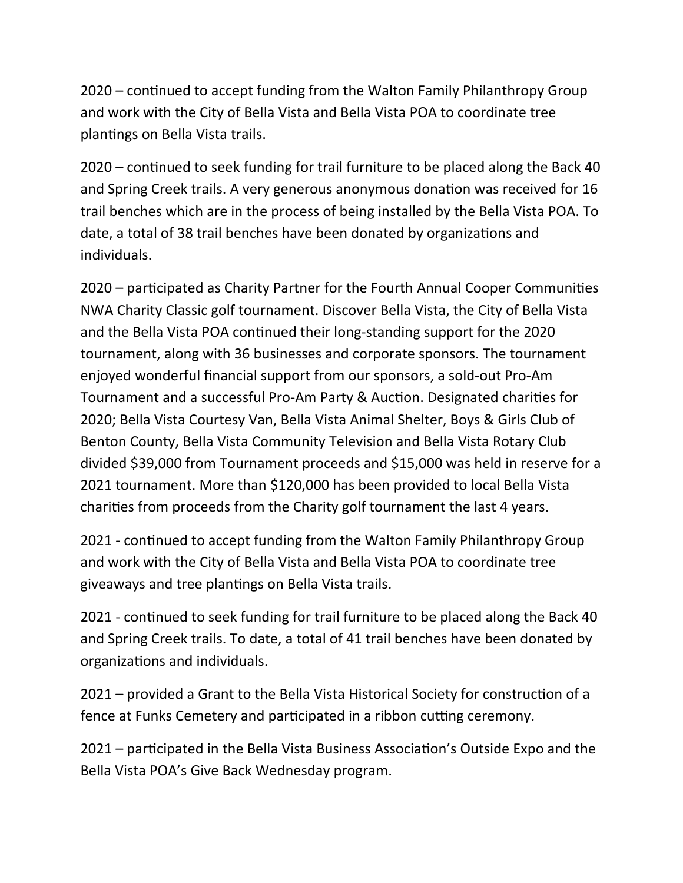2020 – continued to accept funding from the Walton Family Philanthropy Group and work with the City of Bella Vista and Bella Vista POA to coordinate tree plantings on Bella Vista trails.

2020 – continued to seek funding for trail furniture to be placed along the Back 40 and Spring Creek trails. A very generous anonymous donation was received for 16 trail benches which are in the process of being installed by the Bella Vista POA. To date, a total of 38 trail benches have been donated by organizations and individuals.

2020 – participated as Charity Partner for the Fourth Annual Cooper Communities NWA Charity Classic golf tournament. Discover Bella Vista, the City of Bella Vista and the Bella Vista POA continued their long-standing support for the 2020 tournament, along with 36 businesses and corporate sponsors. The tournament enjoyed wonderful financial support from our sponsors, a sold-out Pro-Am Tournament and a successful Pro-Am Party & Auction. Designated charities for 2020; Bella Vista Courtesy Van, Bella Vista Animal Shelter, Boys & Girls Club of Benton County, Bella Vista Community Television and Bella Vista Rotary Club divided $39,000 from Tournament proceeds and $15,000 was held in reserve for a 2021 tournament. More than $120,000 has been provided to local Bella Vista charities from proceeds from the Charity golf tournament the last 4 years.

2021 - continued to accept funding from the Walton Family Philanthropy Group and work with the City of Bella Vista and Bella Vista POA to coordinate tree giveaways and tree plantings on Bella Vista trails.

2021 - continued to seek funding for trail furniture to be placed along the Back 40 and Spring Creek trails. To date, a total of 41 trail benches have been donated by organizations and individuals.

2021 – provided a Grant to the Bella Vista Historical Society for construction of a fence at Funks Cemetery and participated in a ribbon cutting ceremony.

2021 – participated in the Bella Vista Business Association's Outside Expo and the Bella Vista POA's Give Back Wednesday program.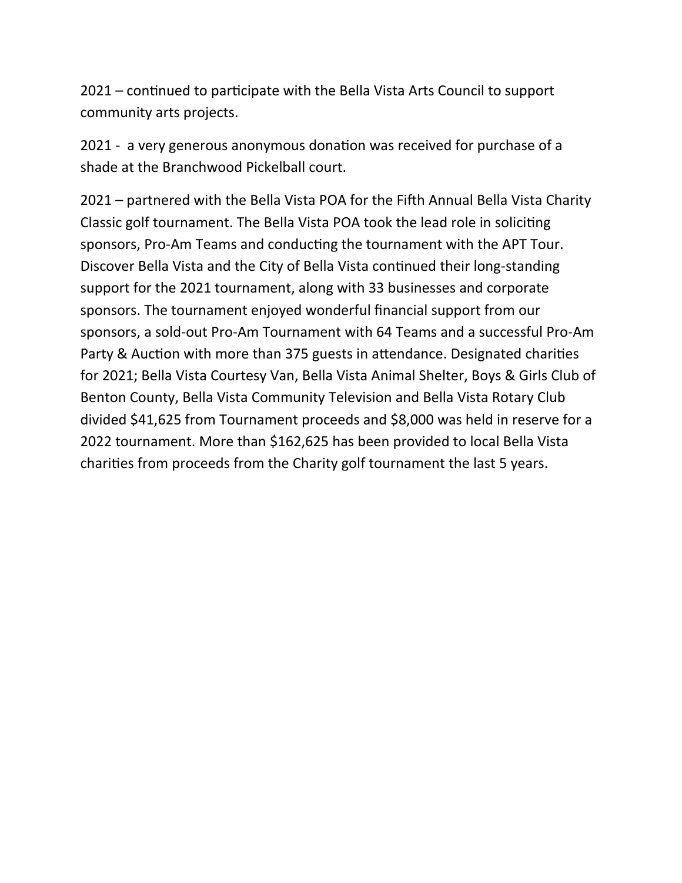2021 – continued to participate with the Bella Vista Arts Council to support community arts projects.

2021 - a very generous anonymous donation was received for purchase of a shade at the Branchwood Pickelball court.

2021 – partnered with the Bella Vista POA for the Fifth Annual Bella Vista Charity Classic golf tournament. The Bella Vista POA took the lead role in soliciting sponsors, Pro-Am Teams and conducting the tournament with the APT Tour. Discover Bella Vista and the City of Bella Vista continued their long-standing support for the 2021 tournament, along with 33 businesses and corporate sponsors. The tournament enjoyed wonderful financial support from our sponsors, a sold-out Pro-Am Tournament with 64 Teams and a successful Pro-Am Party & Auction with more than 375 guests in attendance. Designated charities for 2021; Bella Vista Courtesy Van, Bella Vista Animal Shelter, Boys & Girls Club of Benton County, Bella Vista Community Television and Bella Vista Rotary Club divided $41,625 from Tournament proceeds and $8,000 was held in reserve for a 2022 tournament. More than $162,625 has been provided to local Bella Vista charities from proceeds from the Charity golf tournament the last 5 years.